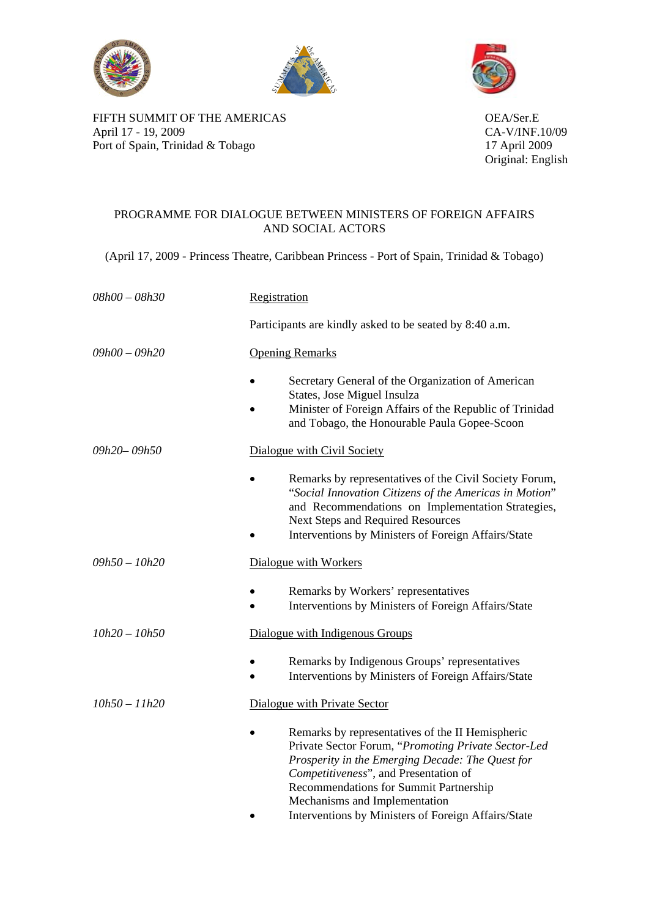FIFTH SUMMIT OF THE AMERICAS
April 17 - 19, 2009
Port of Spain, Trinidad & Tobago

OEA/Ser.E
CA-V/INF.10/09
17 April 2009
Original: English

## PROGRAMME FOR DIALOGUE BETWEEN MINISTERS OF FOREIGN AFFAIRS AND SOCIAL ACTORS

(April 17, 2009 - Princess Theatre, Caribbean Princess - Port of Spain, Trinidad & Tobago)

*08h00 – 08h30* — Registration

Participants are kindly asked to be seated by 8:40 a.m.

*09h00 – 09h20* — Opening Remarks

- Secretary General of the Organization of American States, Jose Miguel Insulza
- Minister of Foreign Affairs of the Republic of Trinidad and Tobago, the Honourable Paula Gopee-Scoon

*09h20– 09h50* — Dialogue with Civil Society

- Remarks by representatives of the Civil Society Forum, "*Social Innovation Citizens of the Americas in Motion*" and Recommendations on Implementation Strategies, Next Steps and Required Resources
- Interventions by Ministers of Foreign Affairs/State

*09h50 – 10h20* — Dialogue with Workers

- Remarks by Workers' representatives
- Interventions by Ministers of Foreign Affairs/State

*10h20 – 10h50* — Dialogue with Indigenous Groups

- Remarks by Indigenous Groups' representatives
- Interventions by Ministers of Foreign Affairs/State

*10h50 – 11h20* — Dialogue with Private Sector

- Remarks by representatives of the II Hemispheric Private Sector Forum, "*Promoting Private Sector-Led Prosperity in the Emerging Decade: The Quest for Competitiveness*", and Presentation of Recommendations for Summit Partnership Mechanisms and Implementation
- Interventions by Ministers of Foreign Affairs/State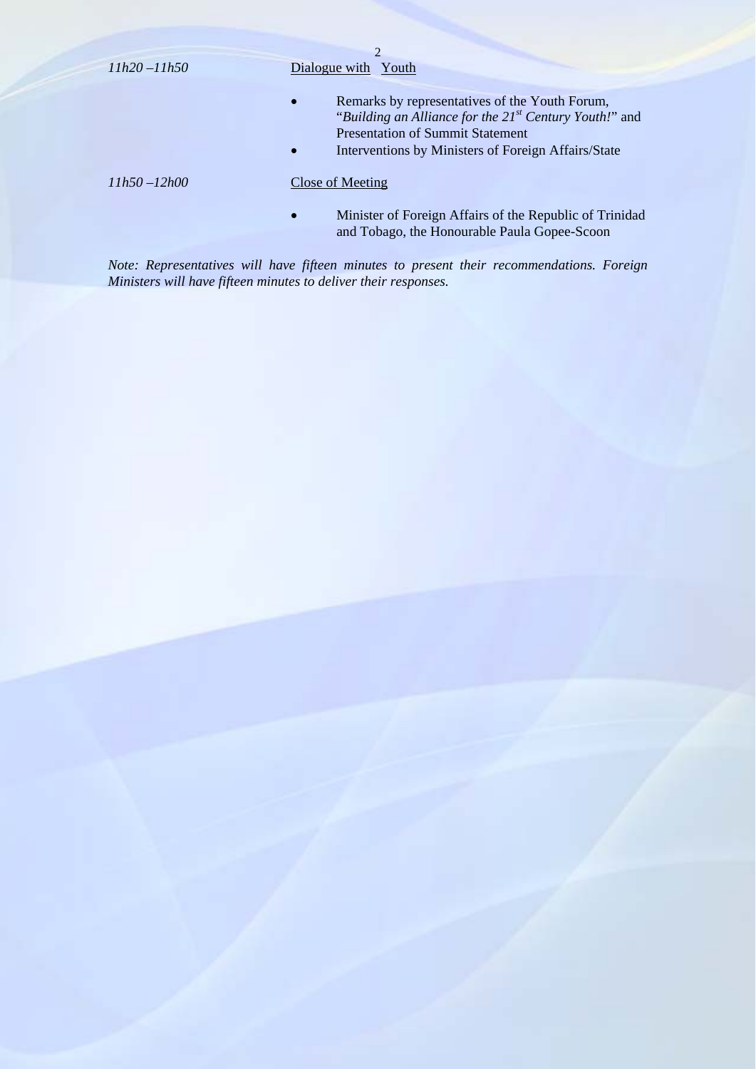*11h20 –11h50* Dialogue with Youth

- Remarks by representatives of the Youth Forum, "*Building an Alliance for the 21st Century Youth!*" and Presentation of Summit Statement
- Interventions by Ministers of Foreign Affairs/State

*11h50 –12h00* Close of Meeting

- Minister of Foreign Affairs of the Republic of Trinidad and Tobago, the Honourable Paula Gopee-Scoon

*Note: Representatives will have fifteen minutes to present their recommendations. Foreign Ministers will have fifteen minutes to deliver their responses.*